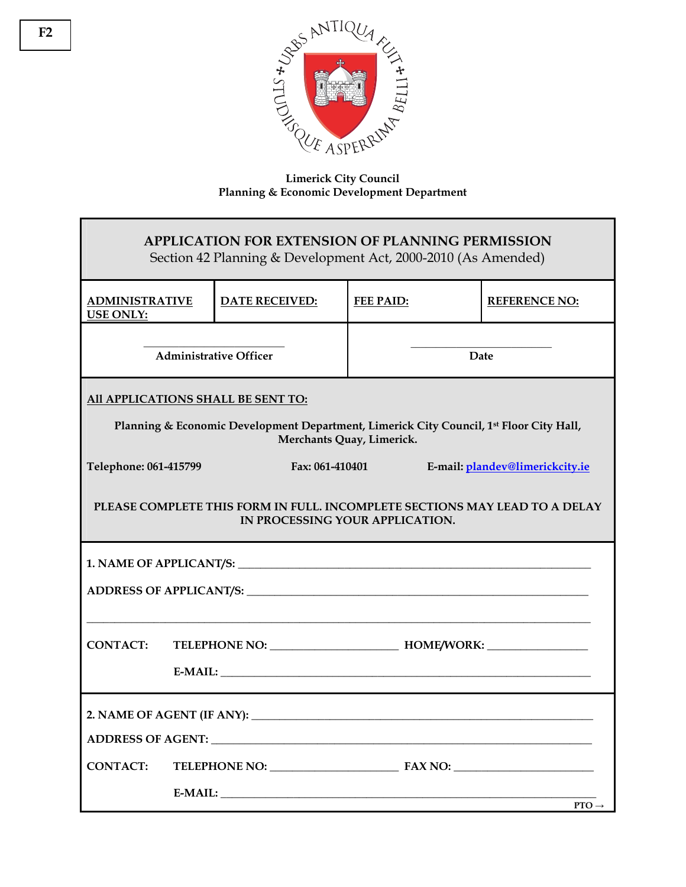F2

URBS ANTIQUA FUIT STUDIISQUE ASPERRIMA BELLI

**Limerick City Council**
**Planning & Economic Development Department**

## APPLICATION FOR EXTENSION OF PLANNING PERMISSION

Section 42 Planning & Development Act, 2000-2010 (As Amended)

| ADMINISTRATIVE USE ONLY: | DATE RECEIVED: | FEE PAID: | REFERENCE NO: |
|---|---|---|---|
| ______________________ Administrative Officer | | ______________________ Date | |

**All APPLICATIONS SHALL BE SENT TO:**

**Planning & Economic Development Department, Limerick City Council, 1st Floor City Hall, Merchants Quay, Limerick.**

**Telephone: 061-415799** **Fax: 061-410401** **E-mail:** plandev@limerickcity.ie

**PLEASE COMPLETE THIS FORM IN FULL. INCOMPLETE SECTIONS MAY LEAD TO A DELAY IN PROCESSING YOUR APPLICATION.**

**1. NAME OF APPLICANT/S:** ______________________________________________

**ADDRESS OF APPLICANT/S:** ______________________________________________

______________________________________________________________________

**CONTACT:** **TELEPHONE NO:** ____________________ **HOME/WORK:** ______________

**E-MAIL:** ______________________________________________________

**2. NAME OF AGENT (IF ANY):** ______________________________________________

**ADDRESS OF AGENT:** ______________________________________________________

**CONTACT:** **TELEPHONE NO:** ____________________ **FAX NO:** ____________________

**E-MAIL:** ______________________________________________________

PTO →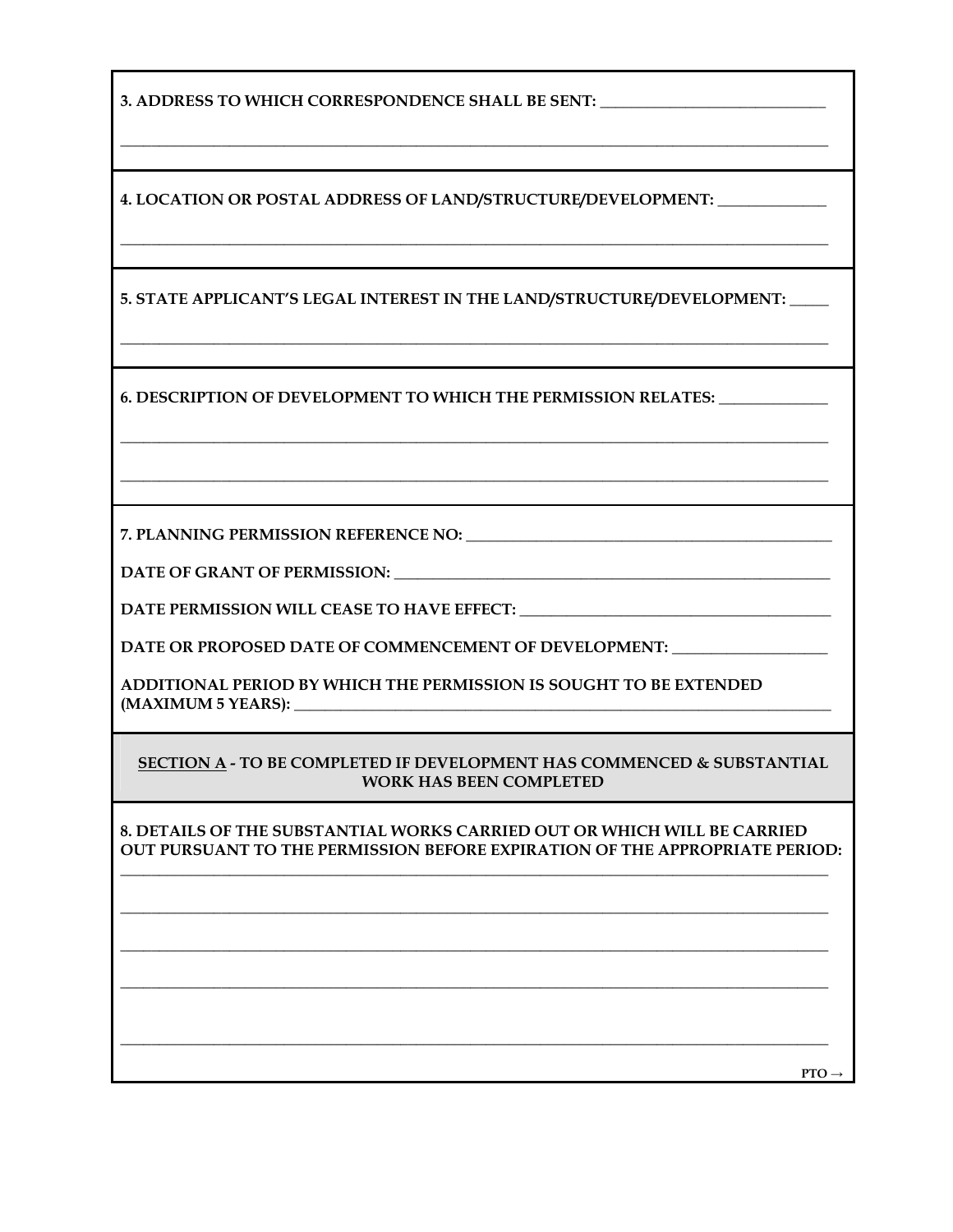**3. ADDRESS TO WHICH CORRESPONDENCE SHALL BE SENT:** ______________________________

_____________________________________________________________________________________________

**4. LOCATION OR POSTAL ADDRESS OF LAND/STRUCTURE/DEVELOPMENT:** ______________

_____________________________________________________________________________________________

**5. STATE APPLICANT'S LEGAL INTEREST IN THE LAND/STRUCTURE/DEVELOPMENT:** _____

_____________________________________________________________________________________________

**6. DESCRIPTION OF DEVELOPMENT TO WHICH THE PERMISSION RELATES:** ______________

_____________________________________________________________________________________________

_____________________________________________________________________________________________

**7. PLANNING PERMISSION REFERENCE NO:** ________________________________________________

**DATE OF GRANT OF PERMISSION:** ______________________________________________________

**DATE PERMISSION WILL CEASE TO HAVE EFFECT:** _________________________________________

**DATE OR PROPOSED DATE OF COMMENCEMENT OF DEVELOPMENT:** ____________________

**ADDITIONAL PERIOD BY WHICH THE PERMISSION IS SOUGHT TO BE EXTENDED (MAXIMUM 5 YEARS):** ___________________________________________________________________

**SECTION A - TO BE COMPLETED IF DEVELOPMENT HAS COMMENCED & SUBSTANTIAL WORK HAS BEEN COMPLETED**

**8. DETAILS OF THE SUBSTANTIAL WORKS CARRIED OUT OR WHICH WILL BE CARRIED OUT PURSUANT TO THE PERMISSION BEFORE EXPIRATION OF THE APPROPRIATE PERIOD:**

_____________________________________________________________________________________________

_____________________________________________________________________________________________

_____________________________________________________________________________________________

_____________________________________________________________________________________________

_____________________________________________________________________________________________

**PTO →**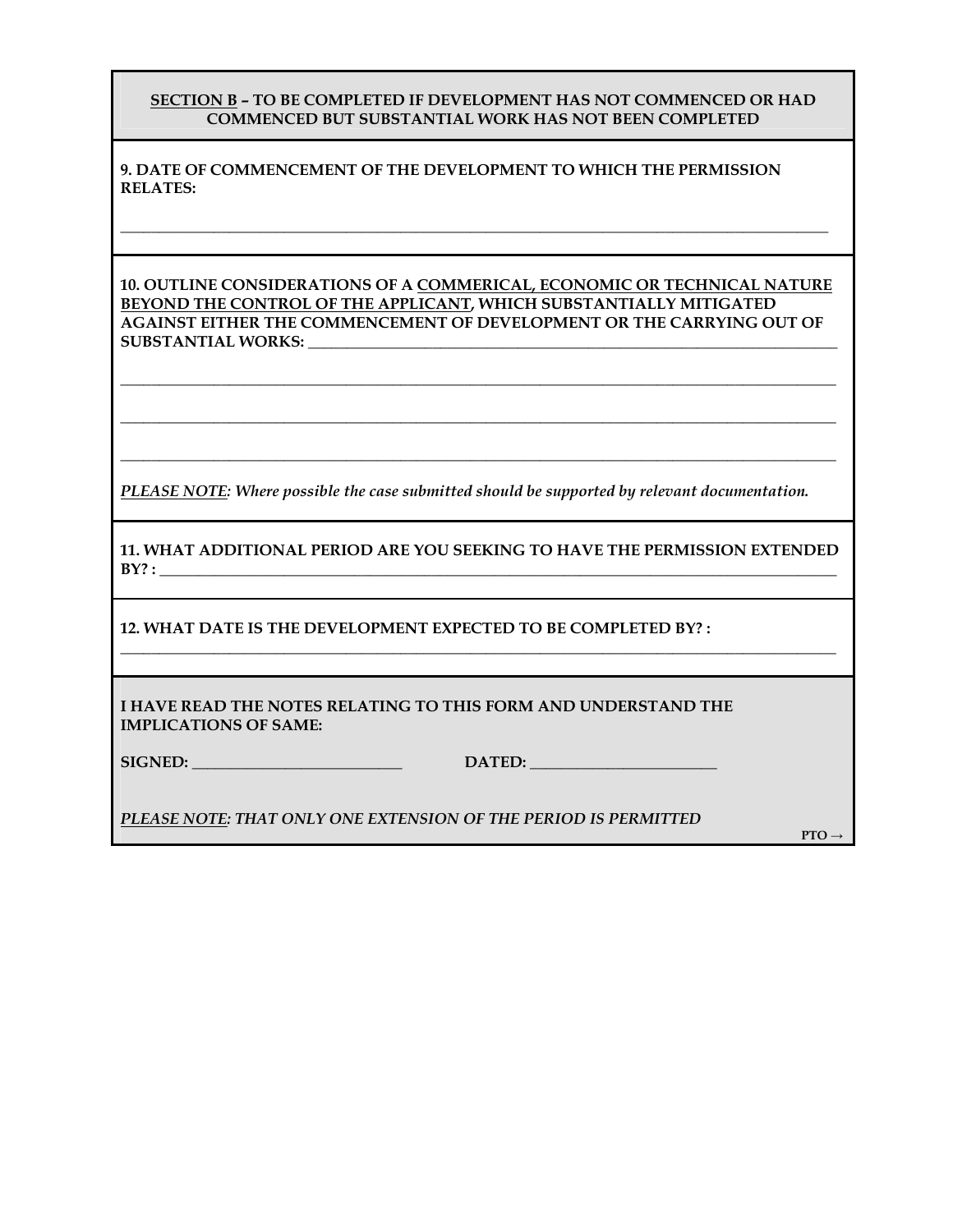**<u>SECTION B</u> – TO BE COMPLETED IF DEVELOPMENT HAS NOT COMMENCED OR HAD COMMENCED BUT SUBSTANTIAL WORK HAS NOT BEEN COMPLETED**

**9. DATE OF COMMENCEMENT OF THE DEVELOPMENT TO WHICH THE PERMISSION RELATES:**

______________________________________________________________________________

**10. OUTLINE CONSIDERATIONS OF A <u>COMMERICAL, ECONOMIC OR TECHNICAL NATURE BEYOND THE CONTROL OF THE APPLICANT</u>, WHICH SUBSTANTIALLY MITIGATED AGAINST EITHER THE COMMENCEMENT OF DEVELOPMENT OR THE CARRYING OUT OF SUBSTANTIAL WORKS:** ______________________________________________________

______________________________________________________________________________

______________________________________________________________________________

______________________________________________________________________________

*<u>PLEASE NOTE</u>: Where possible the case submitted should be supported by relevant documentation.*

**11. WHAT ADDITIONAL PERIOD ARE YOU SEEKING TO HAVE THE PERMISSION EXTENDED BY? :** ______________________________________________________________________

**12. WHAT DATE IS THE DEVELOPMENT EXPECTED TO BE COMPLETED BY? :**

______________________________________________________________________________

**I HAVE READ THE NOTES RELATING TO THIS FORM AND UNDERSTAND THE IMPLICATIONS OF SAME:**

**SIGNED:** ___________________________ **DATED:** ________________________

***<u>PLEASE NOTE</u>: THAT ONLY ONE EXTENSION OF THE PERIOD IS PERMITTED***

**PTO →**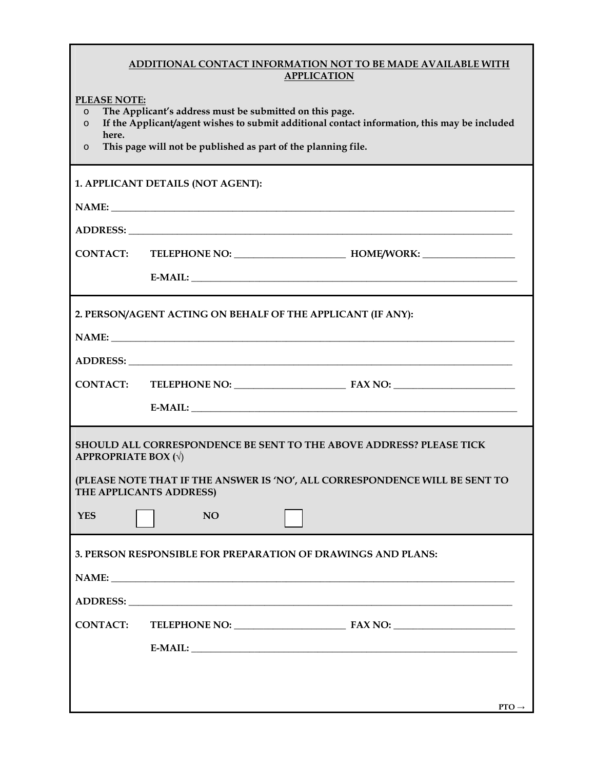## ADDITIONAL CONTACT INFORMATION NOT TO BE MADE AVAILABLE WITH APPLICATION

**PLEASE NOTE:**

- **The Applicant's address must be submitted on this page.**
- **If the Applicant/agent wishes to submit additional contact information, this may be included here.**
- **This page will not be published as part of the planning file.**

**1. APPLICANT DETAILS (NOT AGENT):**

**NAME:** ______________________________________________________________

**ADDRESS:** ____________________________________________________________

**CONTACT:** **TELEPHONE NO:** ____________________ **HOME/WORK:** ________________

**E-MAIL:** ______________________________________________________________

**2. PERSON/AGENT ACTING ON BEHALF OF THE APPLICANT (IF ANY):**

**NAME:** ______________________________________________________________

**ADDRESS:** ____________________________________________________________

**CONTACT:** **TELEPHONE NO:** ____________________ **FAX NO:** ____________________

**E-MAIL:** ______________________________________________________________

**SHOULD ALL CORRESPONDENCE BE SENT TO THE ABOVE ADDRESS? PLEASE TICK APPROPRIATE BOX (√)**

**(PLEASE NOTE THAT IF THE ANSWER IS 'NO', ALL CORRESPONDENCE WILL BE SENT TO THE APPLICANTS ADDRESS)**

**YES** ☐ **NO** ☐

**3. PERSON RESPONSIBLE FOR PREPARATION OF DRAWINGS AND PLANS:**

**NAME:** ______________________________________________________________

**ADDRESS:** ____________________________________________________________

**CONTACT:** **TELEPHONE NO:** ____________________ **FAX NO:** ____________________

**E-MAIL:** ______________________________________________________________

**PTO →**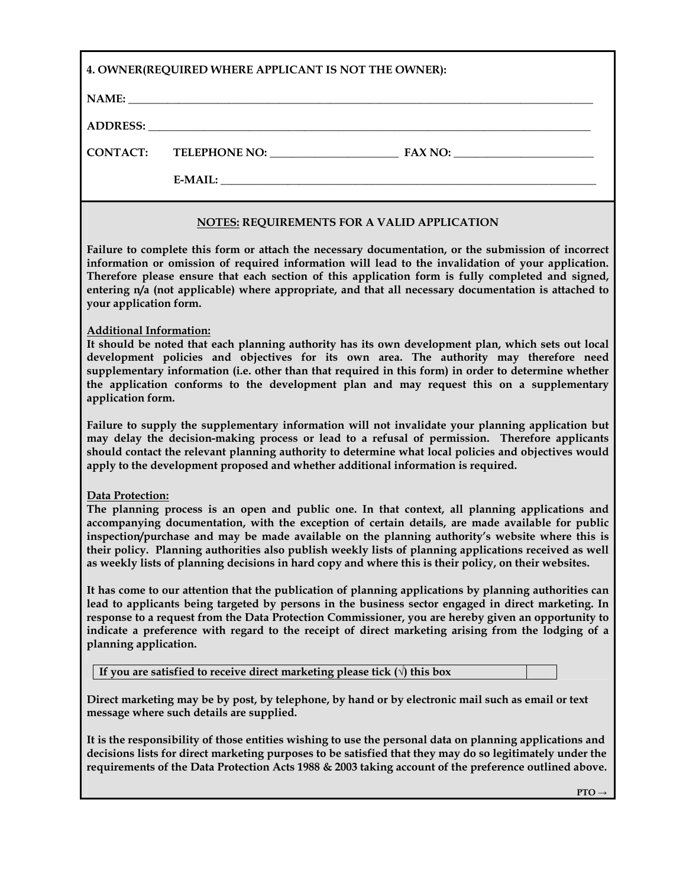**4. OWNER(REQUIRED WHERE APPLICANT IS NOT THE OWNER):**

**NAME:** ______________________________________________________________________

**ADDRESS:** ______________________________________________________________________

**CONTACT:** **TELEPHONE NO:** ______________________ **FAX NO:** ________________________

**E-MAIL:** ______________________________________________________________________

**NOTES: REQUIREMENTS FOR A VALID APPLICATION**

**Failure to complete this form or attach the necessary documentation, or the submission of incorrect information or omission of required information will lead to the invalidation of your application. Therefore please ensure that each section of this application form is fully completed and signed, entering n/a (not applicable) where appropriate, and that all necessary documentation is attached to your application form.**

**Additional Information:**

**It should be noted that each planning authority has its own development plan, which sets out local development policies and objectives for its own area. The authority may therefore need supplementary information (i.e. other than that required in this form) in order to determine whether the application conforms to the development plan and may request this on a supplementary application form.**

**Failure to supply the supplementary information will not invalidate your planning application but may delay the decision-making process or lead to a refusal of permission. Therefore applicants should contact the relevant planning authority to determine what local policies and objectives would apply to the development proposed and whether additional information is required.**

**Data Protection:**

**The planning process is an open and public one. In that context, all planning applications and accompanying documentation, with the exception of certain details, are made available for public inspection/purchase and may be made available on the planning authority's website where this is their policy. Planning authorities also publish weekly lists of planning applications received as well as weekly lists of planning decisions in hard copy and where this is their policy, on their websites.**

**It has come to our attention that the publication of planning applications by planning authorities can lead to applicants being targeted by persons in the business sector engaged in direct marketing. In response to a request from the Data Protection Commissioner, you are hereby given an opportunity to indicate a preference with regard to the receipt of direct marketing arising from the lodging of a planning application.**

| If you are satisfied to receive direct marketing please tick (√) this box | |
|---|---|

**Direct marketing may be by post, by telephone, by hand or by electronic mail such as email or text message where such details are supplied.**

**It is the responsibility of those entities wishing to use the personal data on planning applications and decisions lists for direct marketing purposes to be satisfied that they may do so legitimately under the requirements of the Data Protection Acts 1988 & 2003 taking account of the preference outlined above.**

**PTO →**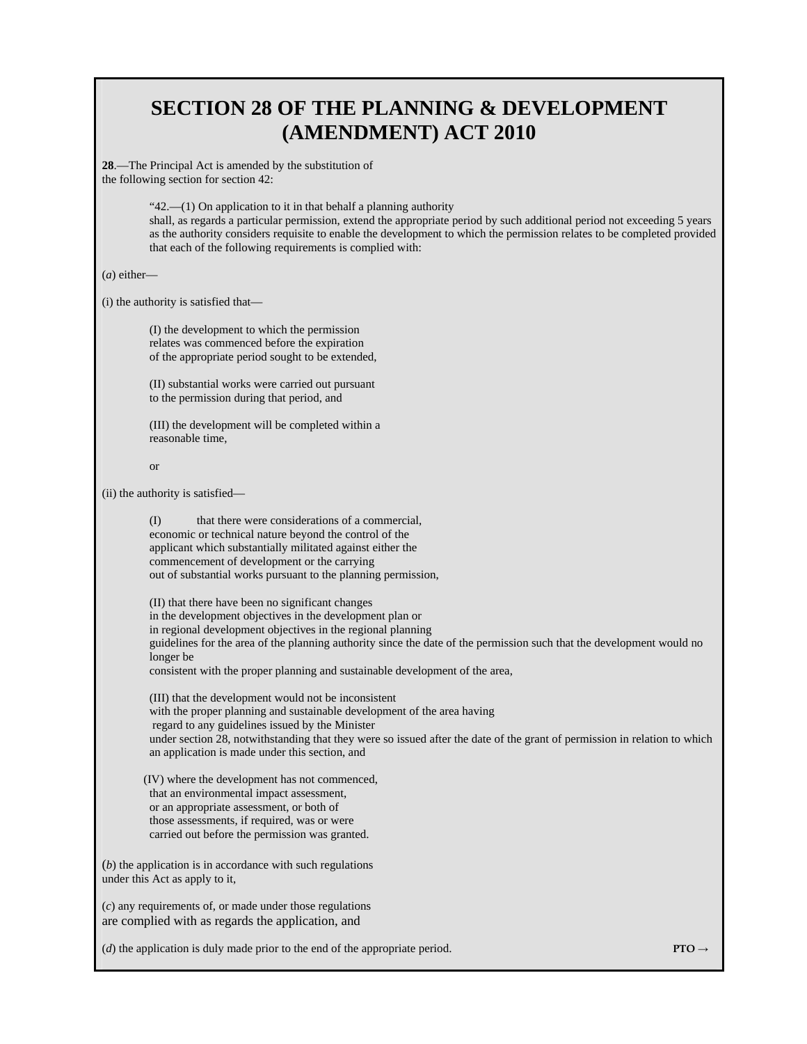# SECTION 28 OF THE PLANNING & DEVELOPMENT (AMENDMENT) ACT 2010

**28**.—The Principal Act is amended by the substitution of the following section for section 42:

"42.—(1) On application to it in that behalf a planning authority shall, as regards a particular permission, extend the appropriate period by such additional period not exceeding 5 years as the authority considers requisite to enable the development to which the permission relates to be completed provided that each of the following requirements is complied with:

(*a*) either—

(i) the authority is satisfied that—

(I) the development to which the permission relates was commenced before the expiration of the appropriate period sought to be extended,

(II) substantial works were carried out pursuant to the permission during that period, and

(III) the development will be completed within a reasonable time,

or

(ii) the authority is satisfied—

(I) that there were considerations of a commercial, economic or technical nature beyond the control of the applicant which substantially militated against either the commencement of development or the carrying out of substantial works pursuant to the planning permission,

(II) that there have been no significant changes in the development objectives in the development plan or in regional development objectives in the regional planning guidelines for the area of the planning authority since the date of the permission such that the development would no longer be consistent with the proper planning and sustainable development of the area,

(III) that the development would not be inconsistent with the proper planning and sustainable development of the area having regard to any guidelines issued by the Minister under section 28, notwithstanding that they were so issued after the date of the grant of permission in relation to which an application is made under this section, and

(IV) where the development has not commenced, that an environmental impact assessment, or an appropriate assessment, or both of those assessments, if required, was or were carried out before the permission was granted.

(*b*) the application is in accordance with such regulations under this Act as apply to it,

(*c*) any requirements of, or made under those regulations are complied with as regards the application, and

(*d*) the application is duly made prior to the end of the appropriate period.

**PTO →**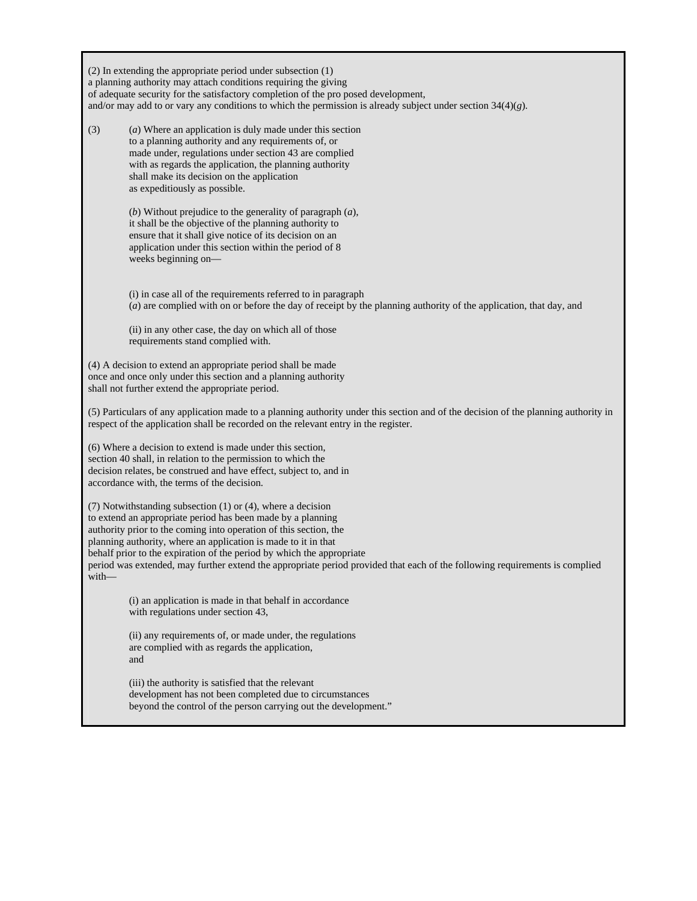(2) In extending the appropriate period under subsection (1) a planning authority may attach conditions requiring the giving of adequate security for the satisfactory completion of the pro posed development, and/or may add to or vary any conditions to which the permission is already subject under section 34(4)(*g*).

(3) (*a*) Where an application is duly made under this section to a planning authority and any requirements of, or made under, regulations under section 43 are complied with as regards the application, the planning authority shall make its decision on the application as expeditiously as possible.

(*b*) Without prejudice to the generality of paragraph (*a*), it shall be the objective of the planning authority to ensure that it shall give notice of its decision on an application under this section within the period of 8 weeks beginning on—

(i) in case all of the requirements referred to in paragraph (*a*) are complied with on or before the day of receipt by the planning authority of the application, that day, and

(ii) in any other case, the day on which all of those requirements stand complied with.

(4) A decision to extend an appropriate period shall be made once and once only under this section and a planning authority shall not further extend the appropriate period.

(5) Particulars of any application made to a planning authority under this section and of the decision of the planning authority in respect of the application shall be recorded on the relevant entry in the register.

(6) Where a decision to extend is made under this section, section 40 shall, in relation to the permission to which the decision relates, be construed and have effect, subject to, and in accordance with, the terms of the decision.

(7) Notwithstanding subsection (1) or (4), where a decision to extend an appropriate period has been made by a planning authority prior to the coming into operation of this section, the planning authority, where an application is made to it in that behalf prior to the expiration of the period by which the appropriate period was extended, may further extend the appropriate period provided that each of the following requirements is complied with—

(i) an application is made in that behalf in accordance with regulations under section 43,

(ii) any requirements of, or made under, the regulations are complied with as regards the application, and

(iii) the authority is satisfied that the relevant development has not been completed due to circumstances beyond the control of the person carrying out the development."